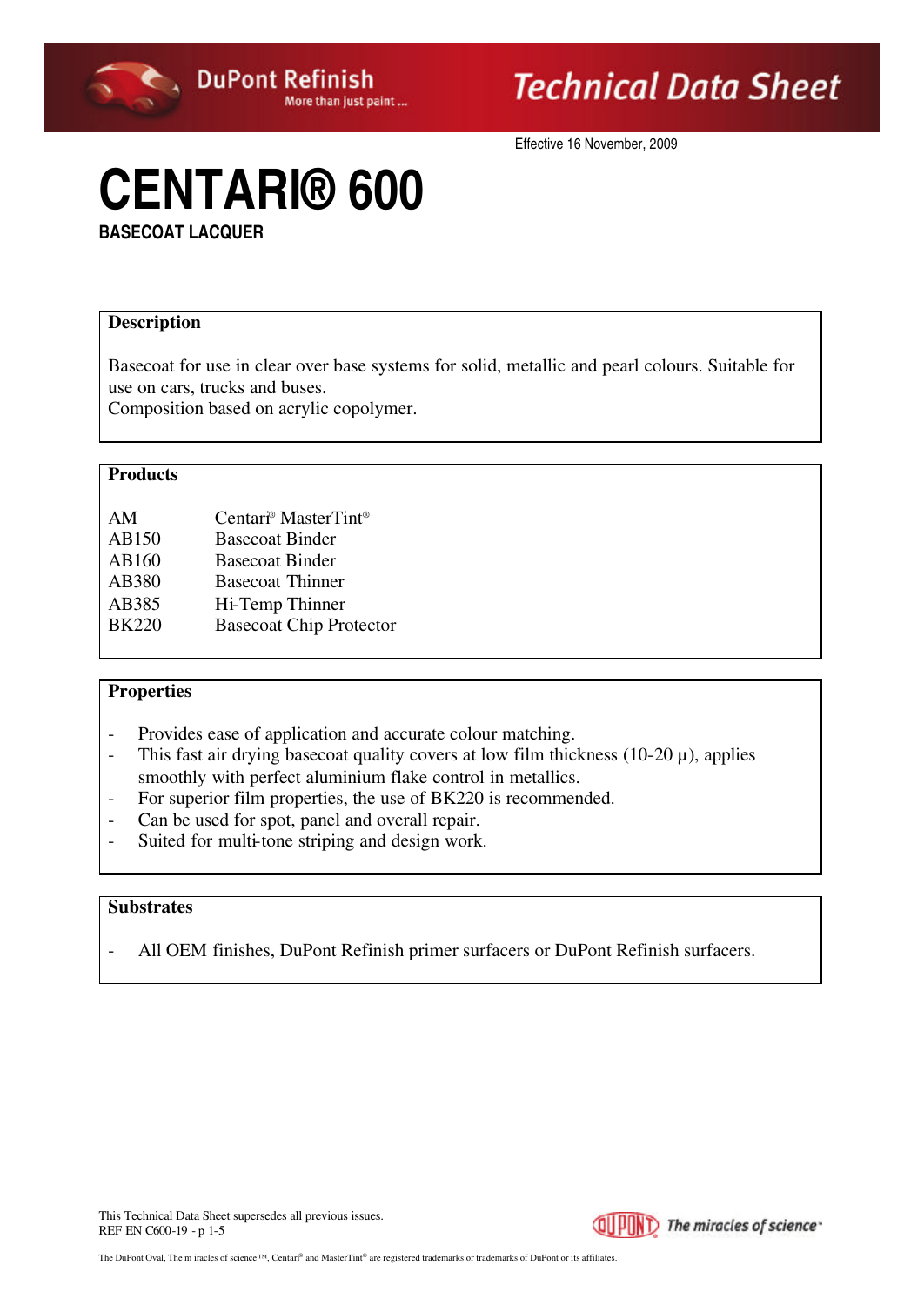Effective 16 November, 2009

# CENTARI® 600

**BASECOAT LACQUER**

## Description

Basecoat for use in clear over base systems for solid, metallic and pearl colours. Suitable for use on cars, trucks and buses.
Composition based on acrylic copolymer.

## Products

| | |
|---|---|
| AM | Centari® MasterTint® |
| AB150 | Basecoat Binder |
| AB160 | Basecoat Binder |
| AB380 | Basecoat Thinner |
| AB385 | Hi-Temp Thinner |
| BK220 | Basecoat Chip Protector |

## Properties

- Provides ease of application and accurate colour matching.
- This fast air drying basecoat quality covers at low film thickness (10-20 µ), applies smoothly with perfect aluminium flake control in metallics.
- For superior film properties, the use of BK220 is recommended.
- Can be used for spot, panel and overall repair.
- Suited for multi-tone striping and design work.

## Substrates

- All OEM finishes, DuPont Refinish primer surfacers or DuPont Refinish surfacers.

This Technical Data Sheet supersedes all previous issues.
REF EN C600-19 - p 1-5

The DuPont Oval, The miracles of science™, Centari® and MasterTint® are registered trademarks or trademarks of DuPont or its affiliates.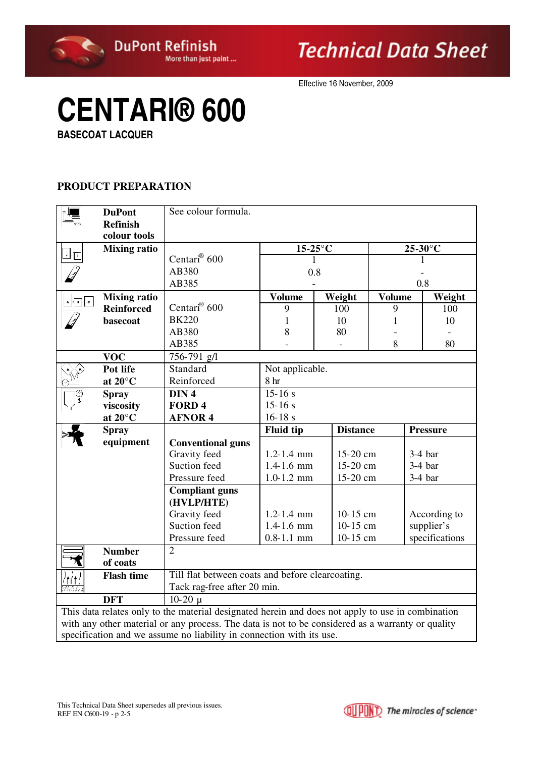Effective 16 November, 2009

# CENTARI® 600

**BASECOAT LACQUER**

## PRODUCT PREPARATION

| | | | | | |
|---|---|---|---|---|---|
| **DuPont Refinish colour tools** | See colour formula. | | | | |
| **Mixing ratio** | | **15-25°C** | | **25-30°C** | |
| | Centari® 600 | 1 | | 1 | |
| | AB380 | 0.8 | | - | |
| | AB385 | - | | 0.8 | |
| **Mixing ratio Reinforced basecoat** | | **Volume** | **Weight** | **Volume** | **Weight** |
| | Centari® 600 | 9 | 100 | 9 | 100 |
| | BK220 | 1 | 10 | 1 | 10 |
| | AB380 | 8 | 80 | - | - |
| | AB385 | - | - | 8 | 80 |
| **VOC** | 756-791 g/l | | | | |
| **Pot life at 20°C** | Standard | Not applicable. | | | |
| | Reinforced | 8 hr | | | |
| **Spray viscosity at 20°C** | **DIN 4** | 15-16 s | | | |
| | **FORD 4** | 15-16 s | | | |
| | **AFNOR 4** | 16-18 s | | | |
| **Spray equipment** | | **Fluid tip** | **Distance** | **Pressure** | |
| | **Conventional guns** | | | | |
| | Gravity feed | 1.2-1.4 mm | 15-20 cm | 3-4 bar | |
| | Suction feed | 1.4-1.6 mm | 15-20 cm | 3-4 bar | |
| | Pressure feed | 1.0-1.2 mm | 15-20 cm | 3-4 bar | |
| | **Compliant guns (HVLP/HTE)** | | | | |
| | Gravity feed | 1.2-1.4 mm | 10-15 cm | According to supplier's specifications | |
| | Suction feed | 1.4-1.6 mm | 10-15 cm | | |
| | Pressure feed | 0.8-1.1 mm | 10-15 cm | | |
| **Number of coats** | 2 | | | | |
| **Flash time** | Till flat between coats and before clearcoating. Tack rag-free after 20 min. | | | | |
| **DFT** | 10-20 μ | | | | |

This data relates only to the material designated herein and does not apply to use in combination with any other material or any process. The data is not to be considered as a warranty or quality specification and we assume no liability in connection with its use.

This Technical Data Sheet supersedes all previous issues.
REF EN C600-19 - p 2-5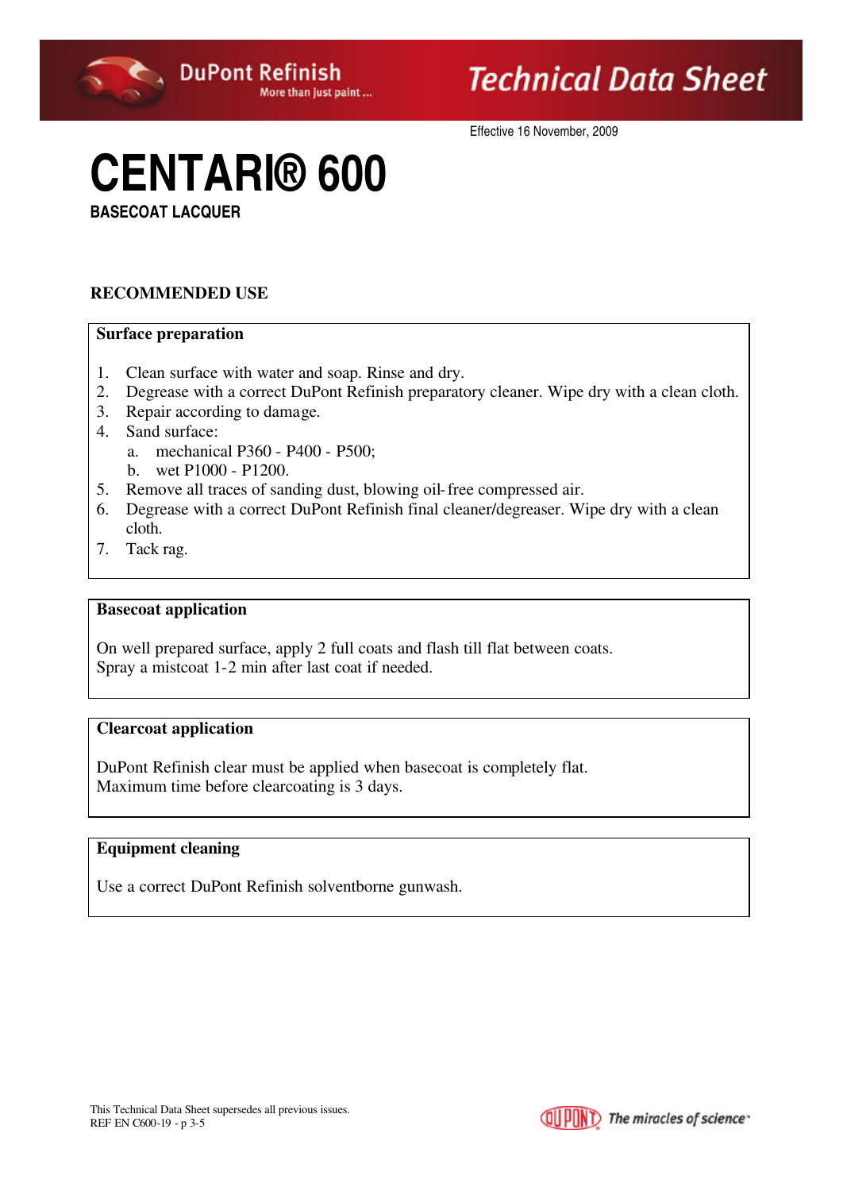Effective 16 November, 2009

# CENTARI® 600

**BASECOAT LACQUER**

## RECOMMENDED USE

### Surface preparation

1. Clean surface with water and soap. Rinse and dry.
2. Degrease with a correct DuPont Refinish preparatory cleaner. Wipe dry with a clean cloth.
3. Repair according to damage.
4. Sand surface:
   a. mechanical P360 - P400 - P500;
   b. wet P1000 - P1200.
5. Remove all traces of sanding dust, blowing oil-free compressed air.
6. Degrease with a correct DuPont Refinish final cleaner/degreaser. Wipe dry with a clean cloth.
7. Tack rag.

### Basecoat application

On well prepared surface, apply 2 full coats and flash till flat between coats.
Spray a mistcoat 1-2 min after last coat if needed.

### Clearcoat application

DuPont Refinish clear must be applied when basecoat is completely flat.
Maximum time before clearcoating is 3 days.

### Equipment cleaning

Use a correct DuPont Refinish solventborne gunwash.

This Technical Data Sheet supersedes all previous issues.
REF EN C600-19 - p 3-5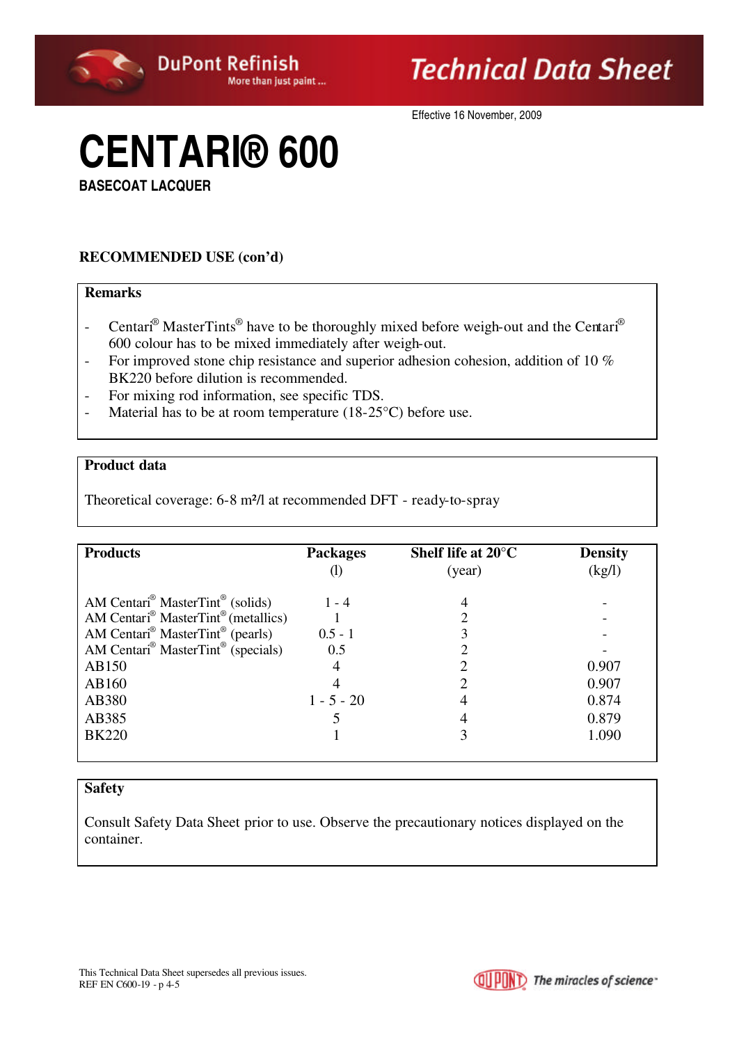# CENTARI® 600

**BASECOAT LACQUER**

**RECOMMENDED USE (con'd)**

**Remarks**

- Centari® MasterTints® have to be thoroughly mixed before weigh-out and the Centari® 600 colour has to be mixed immediately after weigh-out.
- For improved stone chip resistance and superior adhesion cohesion, addition of 10 % BK220 before dilution is recommended.
- For mixing rod information, see specific TDS.
- Material has to be at room temperature (18-25°C) before use.

**Product data**

Theoretical coverage: 6-8 m²/l at recommended DFT - ready-to-spray

| Products | Packages (l) | Shelf life at 20°C (year) | Density (kg/l) |
|---|---|---|---|
| AM Centari® MasterTint® (solids) | 1 - 4 | 4 | - |
| AM Centari® MasterTint® (metallics) | 1 | 2 | - |
| AM Centari® MasterTint® (pearls) | 0.5 - 1 | 3 | - |
| AM Centari® MasterTint® (specials) | 0.5 | 2 | - |
| AB150 | 4 | 2 | 0.907 |
| AB160 | 4 | 2 | 0.907 |
| AB380 | 1 - 5 - 20 | 4 | 0.874 |
| AB385 | 5 | 4 | 0.879 |
| BK220 | 1 | 3 | 1.090 |

**Safety**

Consult Safety Data Sheet prior to use. Observe the precautionary notices displayed on the container.

This Technical Data Sheet supersedes all previous issues.
REF EN C600-19 - p 4-5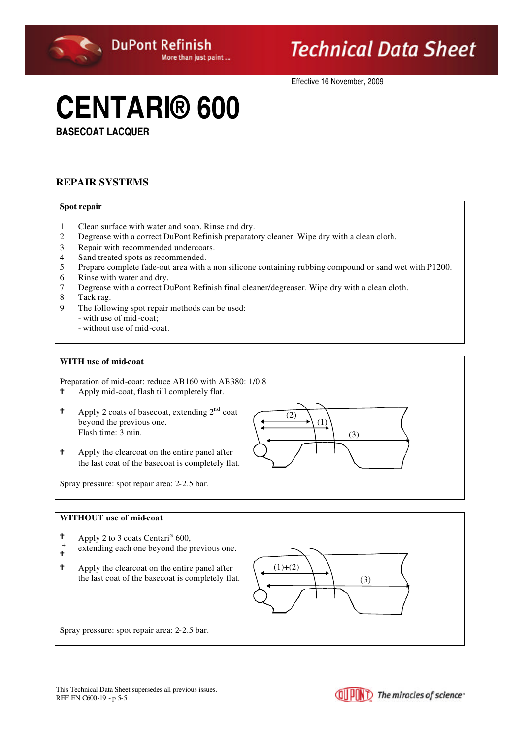Effective 16 November, 2009

# CENTARI® 600

## BASECOAT LACQUER

## REPAIR SYSTEMS

### Spot repair

1. Clean surface with water and soap. Rinse and dry.
2. Degrease with a correct DuPont Refinish preparatory cleaner. Wipe dry with a clean cloth.
3. Repair with recommended undercoats.
4. Sand treated spots as recommended.
5. Prepare complete fade-out area with a non silicone containing rubbing compound or sand wet with P1200.
6. Rinse with water and dry.
7. Degrease with a correct DuPont Refinish final cleaner/degreaser. Wipe dry with a clean cloth.
8. Tack rag.
9. The following spot repair methods can be used:
   - with use of mid-coat;
   - without use of mid-coat.

### WITH use of mid-coat

Preparation of mid-coat: reduce AB160 with AB380: 1/0.8

- Apply mid-coat, flash till completely flat.
- Apply 2 coats of basecoat, extending 2nd coat beyond the previous one.
  Flash time: 3 min.
- Apply the clearcoat on the entire panel after the last coat of the basecoat is completely flat.

(2)
(1)
(3)

Spray pressure: spot repair area: 2-2.5 bar.

### WITHOUT use of mid-coat

- Apply 2 to 3 coats Centari® 600, extending each one beyond the previous one.
- Apply the clearcoat on the entire panel after the last coat of the basecoat is completely flat.

(1)+(2)
(3)

Spray pressure: spot repair area: 2-2.5 bar.

This Technical Data Sheet supersedes all previous issues.
REF EN C600-19